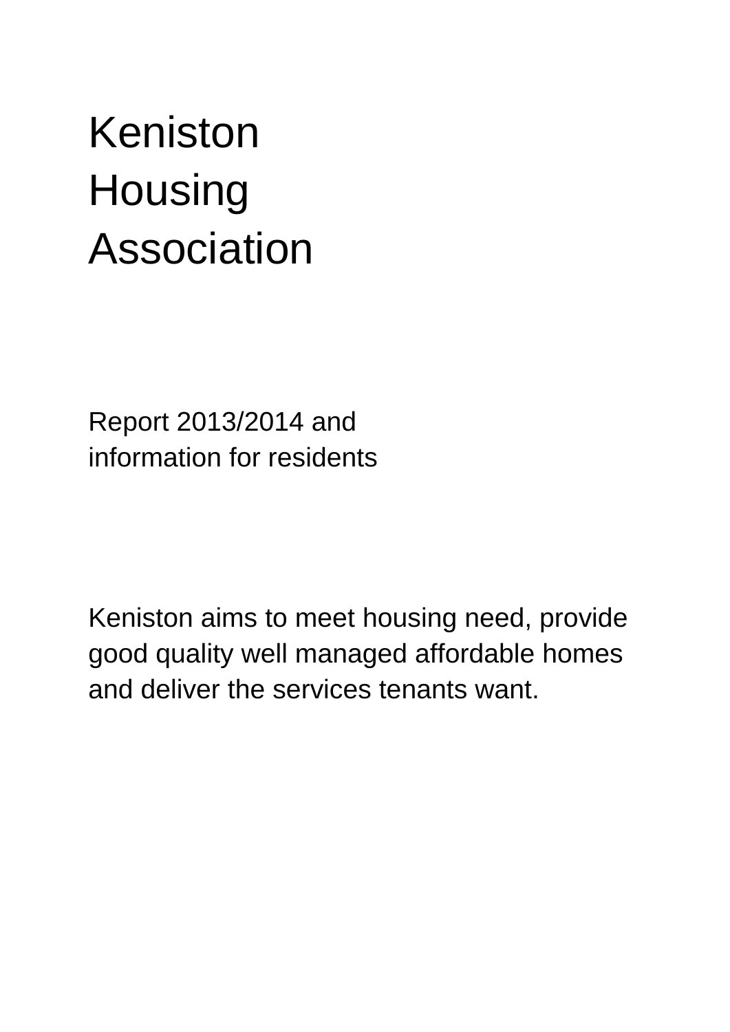# Keniston Housing Association

Report 2013/2014 and information for residents

Keniston aims to meet housing need, provide good quality well managed affordable homes and deliver the services tenants want.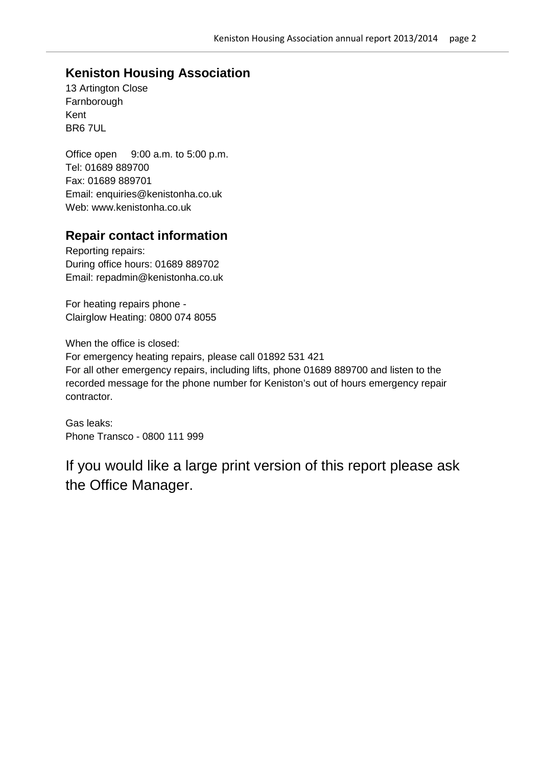## Keniston Housing Association

13 Artington Close
Farnborough
Kent
BR6 7UL

Office open 9:00 a.m. to 5:00 p.m.
Tel: 01689 889700
Fax: 01689 889701
Email: enquiries@kenistonha.co.uk
Web: www.kenistonha.co.uk

## Repair contact information

Reporting repairs:
During office hours: 01689 889702
Email: repadmin@kenistonha.co.uk

For heating repairs phone -
Clairglow Heating: 0800 074 8055

When the office is closed:
For emergency heating repairs, please call 01892 531 421
For all other emergency repairs, including lifts, phone 01689 889700 and listen to the recorded message for the phone number for Keniston's out of hours emergency repair contractor.

Gas leaks:
Phone Transco - 0800 111 999

If you would like a large print version of this report please ask the Office Manager.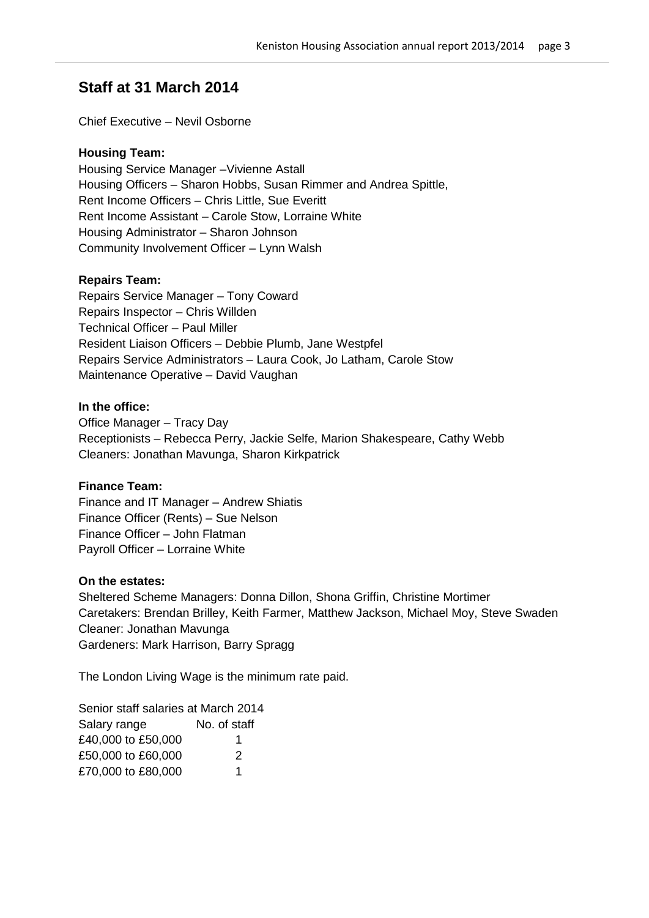## Staff at 31 March 2014

Chief Executive – Nevil Osborne

**Housing Team:**
Housing Service Manager –Vivienne Astall
Housing Officers – Sharon Hobbs, Susan Rimmer and Andrea Spittle,
Rent Income Officers – Chris Little, Sue Everitt
Rent Income Assistant – Carole Stow, Lorraine White
Housing Administrator – Sharon Johnson
Community Involvement Officer – Lynn Walsh

**Repairs Team:**
Repairs Service Manager – Tony Coward
Repairs Inspector – Chris Willden
Technical Officer – Paul Miller
Resident Liaison Officers – Debbie Plumb, Jane Westpfel
Repairs Service Administrators – Laura Cook, Jo Latham, Carole Stow
Maintenance Operative – David Vaughan

**In the office:**
Office Manager – Tracy Day
Receptionists – Rebecca Perry, Jackie Selfe, Marion Shakespeare, Cathy Webb
Cleaners: Jonathan Mavunga, Sharon Kirkpatrick

**Finance Team:**
Finance and IT Manager – Andrew Shiatis
Finance Officer (Rents) – Sue Nelson
Finance Officer – John Flatman
Payroll Officer – Lorraine White

**On the estates:**
Sheltered Scheme Managers: Donna Dillon, Shona Griffin, Christine Mortimer
Caretakers: Brendan Brilley, Keith Farmer, Matthew Jackson, Michael Moy, Steve Swaden
Cleaner: Jonathan Mavunga
Gardeners: Mark Harrison, Barry Spragg

The London Living Wage is the minimum rate paid.

Senior staff salaries at March 2014

| Salary range | No. of staff |
|---|---|
| £40,000 to £50,000 | 1 |
| £50,000 to £60,000 | 2 |
| £70,000 to £80,000 | 1 |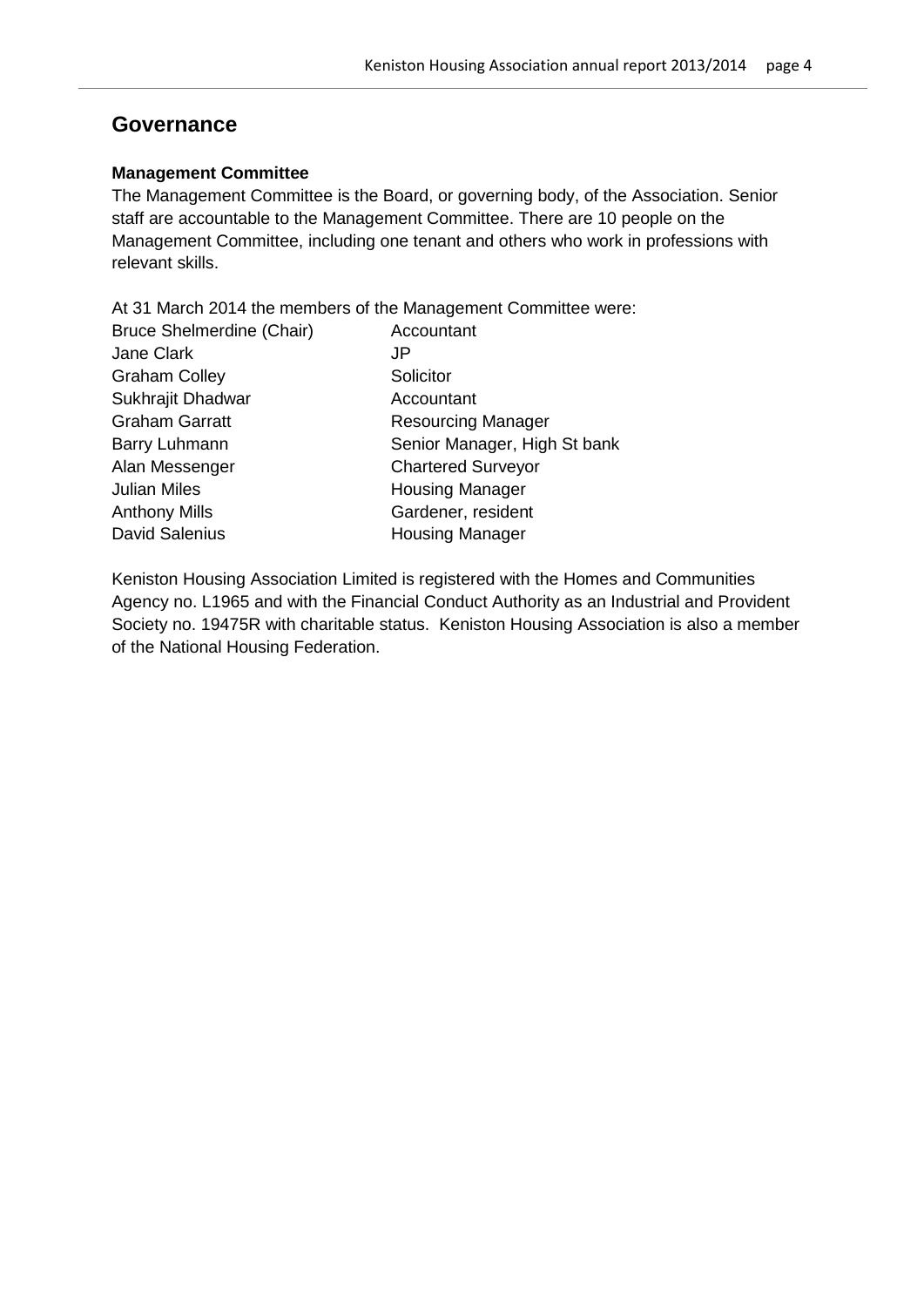## Governance

### Management Committee

The Management Committee is the Board, or governing body, of the Association. Senior staff are accountable to the Management Committee. There are 10 people on the Management Committee, including one tenant and others who work in professions with relevant skills.

At 31 March 2014 the members of the Management Committee were:

| | |
|---|---|
| Bruce Shelmerdine (Chair) | Accountant |
| Jane Clark | JP |
| Graham Colley | Solicitor |
| Sukhrajit Dhadwar | Accountant |
| Graham Garratt | Resourcing Manager |
| Barry Luhmann | Senior Manager, High St bank |
| Alan Messenger | Chartered Surveyor |
| Julian Miles | Housing Manager |
| Anthony Mills | Gardener, resident |
| David Salenius | Housing Manager |

Keniston Housing Association Limited is registered with the Homes and Communities Agency no. L1965 and with the Financial Conduct Authority as an Industrial and Provident Society no. 19475R with charitable status. Keniston Housing Association is also a member of the National Housing Federation.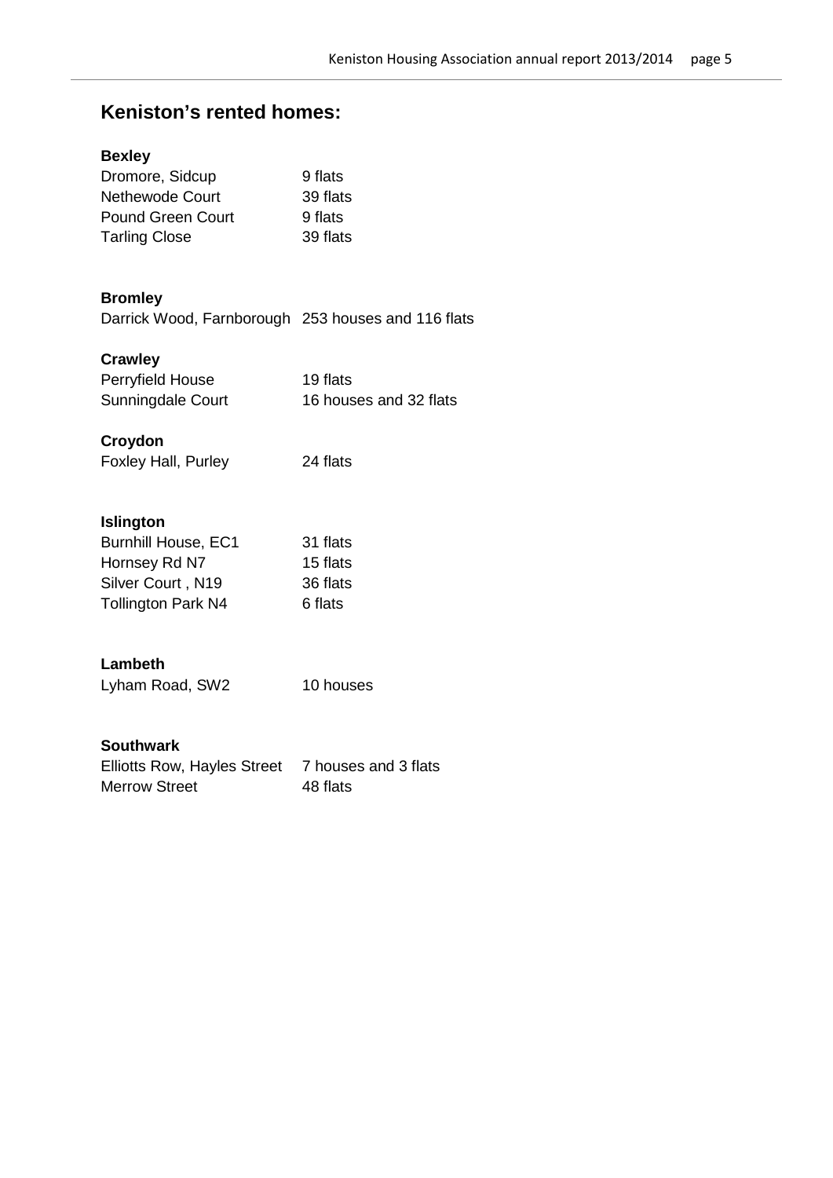## Keniston's rented homes:

**Bexley**

| | |
|---|---|
| Dromore, Sidcup | 9 flats |
| Nethewode Court | 39 flats |
| Pound Green Court | 9 flats |
| Tarling Close | 39 flats |

**Bromley**

| | |
|---|---|
| Darrick Wood, Farnborough | 253 houses and 116 flats |

**Crawley**

| | |
|---|---|
| Perryfield House | 19 flats |
| Sunningdale Court | 16 houses and 32 flats |

**Croydon**

| | |
|---|---|
| Foxley Hall, Purley | 24 flats |

**Islington**

| | |
|---|---|
| Burnhill House, EC1 | 31 flats |
| Hornsey Rd N7 | 15 flats |
| Silver Court , N19 | 36 flats |
| Tollington Park N4 | 6 flats |

**Lambeth**

| | |
|---|---|
| Lyham Road, SW2 | 10 houses |

**Southwark**

| | |
|---|---|
| Elliotts Row, Hayles Street | 7 houses and 3 flats |
| Merrow Street | 48 flats |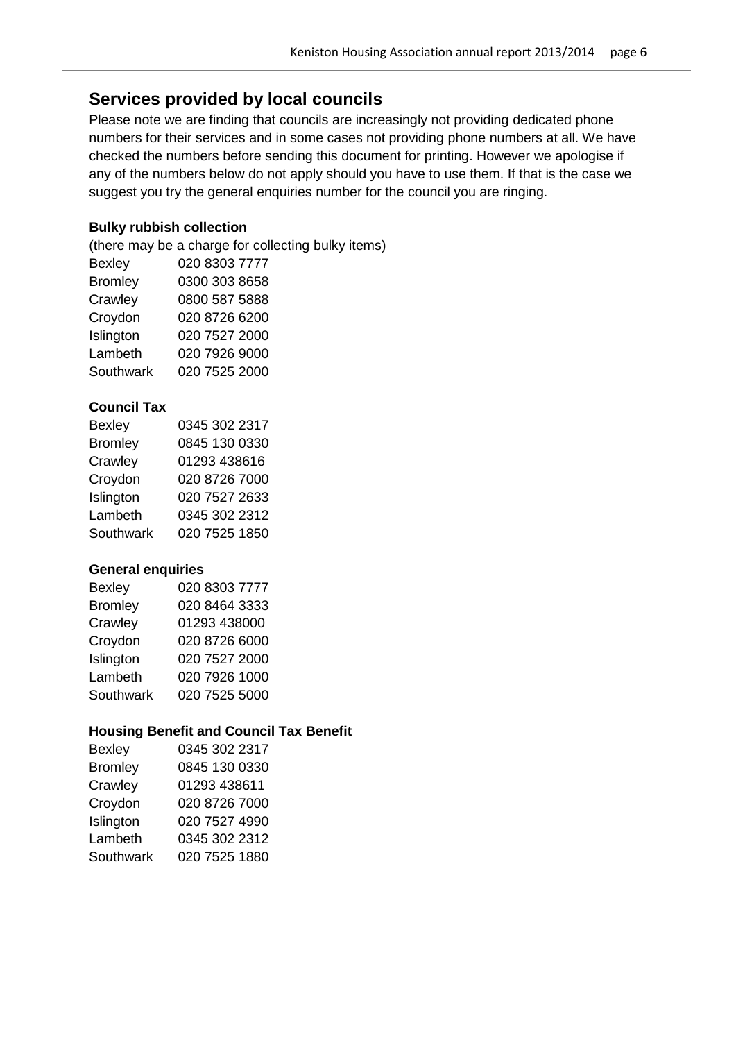## Services provided by local councils

Please note we are finding that councils are increasingly not providing dedicated phone numbers for their services and in some cases not providing phone numbers at all. We have checked the numbers before sending this document for printing. However we apologise if any of the numbers below do not apply should you have to use them. If that is the case we suggest you try the general enquiries number for the council you are ringing.

**Bulky rubbish collection**

(there may be a charge for collecting bulky items)

| | |
|---|---|
| Bexley | 020 8303 7777 |
| Bromley | 0300 303 8658 |
| Crawley | 0800 587 5888 |
| Croydon | 020 8726 6200 |
| Islington | 020 7527 2000 |
| Lambeth | 020 7926 9000 |
| Southwark | 020 7525 2000 |

**Council Tax**

| | |
|---|---|
| Bexley | 0345 302 2317 |
| Bromley | 0845 130 0330 |
| Crawley | 01293 438616 |
| Croydon | 020 8726 7000 |
| Islington | 020 7527 2633 |
| Lambeth | 0345 302 2312 |
| Southwark | 020 7525 1850 |

**General enquiries**

| | |
|---|---|
| Bexley | 020 8303 7777 |
| Bromley | 020 8464 3333 |
| Crawley | 01293 438000 |
| Croydon | 020 8726 6000 |
| Islington | 020 7527 2000 |
| Lambeth | 020 7926 1000 |
| Southwark | 020 7525 5000 |

**Housing Benefit and Council Tax Benefit**

| | |
|---|---|
| Bexley | 0345 302 2317 |
| Bromley | 0845 130 0330 |
| Crawley | 01293 438611 |
| Croydon | 020 8726 7000 |
| Islington | 020 7527 4990 |
| Lambeth | 0345 302 2312 |
| Southwark | 020 7525 1880 |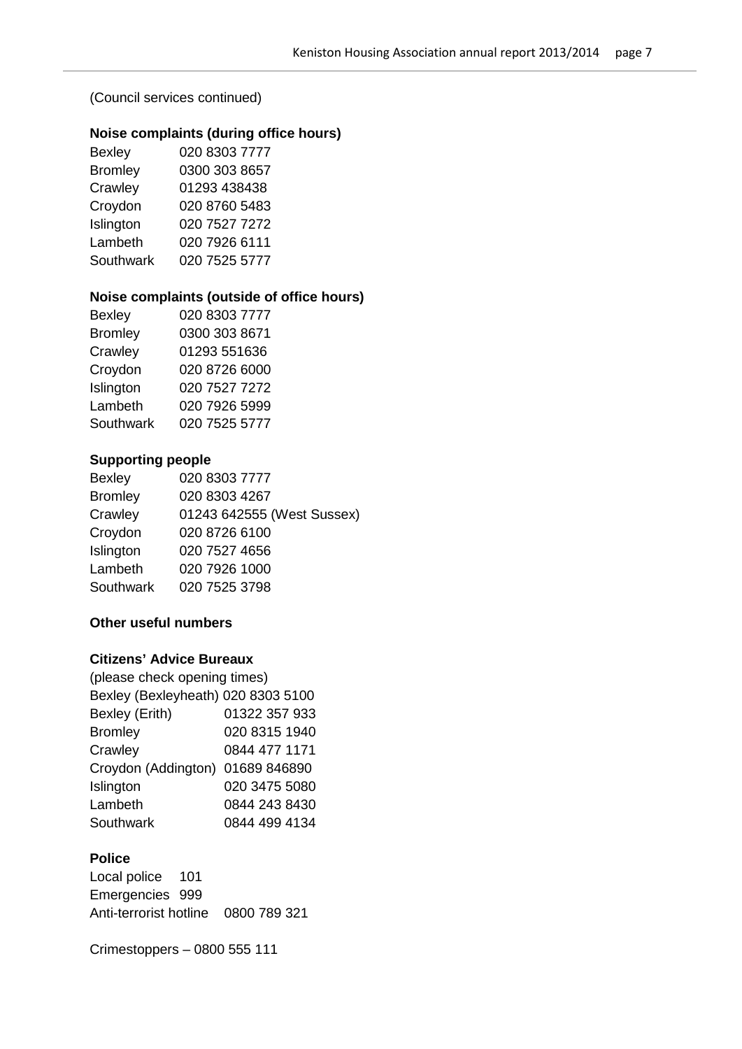(Council services continued)

**Noise complaints (during office hours)**

Bexley 020 8303 7777
Bromley 0300 303 8657
Crawley 01293 438438
Croydon 020 8760 5483
Islington 020 7527 7272
Lambeth 020 7926 6111
Southwark 020 7525 5777

**Noise complaints (outside of office hours)**

Bexley 020 8303 7777
Bromley 0300 303 8671
Crawley 01293 551636
Croydon 020 8726 6000
Islington 020 7527 7272
Lambeth 020 7926 5999
Southwark 020 7525 5777

**Supporting people**

Bexley 020 8303 7777
Bromley 020 8303 4267
Crawley 01243 642555 (West Sussex)
Croydon 020 8726 6100
Islington 020 7527 4656
Lambeth 020 7926 1000
Southwark 020 7525 3798

**Other useful numbers**

**Citizens' Advice Bureaux**

(please check opening times)
Bexley (Bexleyheath) 020 8303 5100
Bexley (Erith) 01322 357 933
Bromley 020 8315 1940
Crawley 0844 477 1171
Croydon (Addington) 01689 846890
Islington 020 3475 5080
Lambeth 0844 243 8430
Southwark 0844 499 4134

**Police**

Local police 101
Emergencies 999
Anti-terrorist hotline 0800 789 321

Crimestoppers – 0800 555 111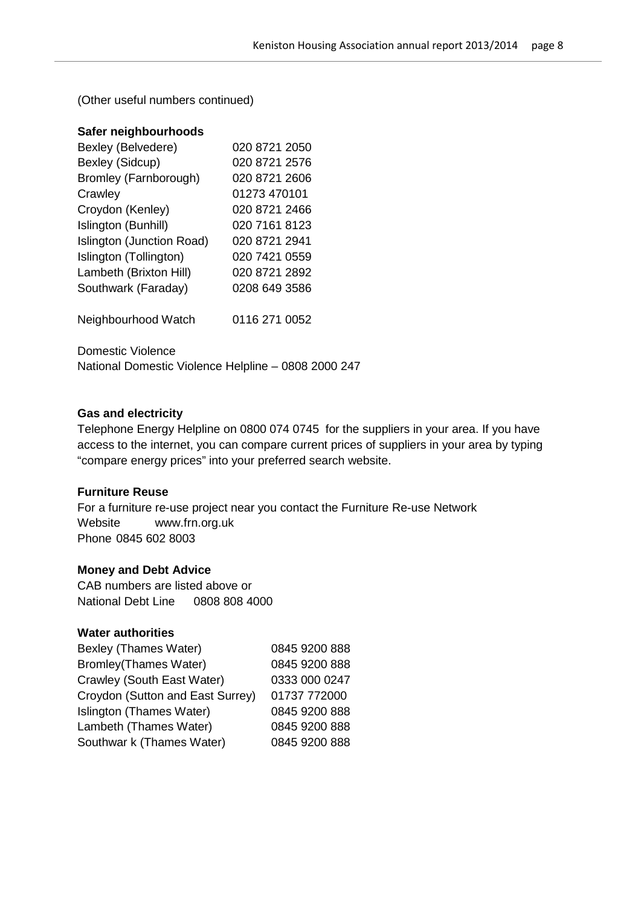(Other useful numbers continued)

**Safer neighbourhoods**

| | |
|---|---|
| Bexley (Belvedere) | 020 8721 2050 |
| Bexley (Sidcup) | 020 8721 2576 |
| Bromley (Farnborough) | 020 8721 2606 |
| Crawley | 01273 470101 |
| Croydon (Kenley) | 020 8721 2466 |
| Islington (Bunhill) | 020 7161 8123 |
| Islington (Junction Road) | 020 8721 2941 |
| Islington (Tollington) | 020 7421 0559 |
| Lambeth (Brixton Hill) | 020 8721 2892 |
| Southwark (Faraday) | 0208 649 3586 |

Neighbourhood Watch 0116 271 0052

Domestic Violence
National Domestic Violence Helpline – 0808 2000 247

**Gas and electricity**

Telephone Energy Helpline on 0800 074 0745 for the suppliers in your area. If you have access to the internet, you can compare current prices of suppliers in your area by typing "compare energy prices" into your preferred search website.

**Furniture Reuse**

For a furniture re-use project near you contact the Furniture Re-use Network
Website www.frn.org.uk
Phone 0845 602 8003

**Money and Debt Advice**

CAB numbers are listed above or
National Debt Line 0808 808 4000

**Water authorities**

| | |
|---|---|
| Bexley (Thames Water) | 0845 9200 888 |
| Bromley(Thames Water) | 0845 9200 888 |
| Crawley (South East Water) | 0333 000 0247 |
| Croydon (Sutton and East Surrey) | 01737 772000 |
| Islington (Thames Water) | 0845 9200 888 |
| Lambeth (Thames Water) | 0845 9200 888 |
| Southwar k (Thames Water) | 0845 9200 888 |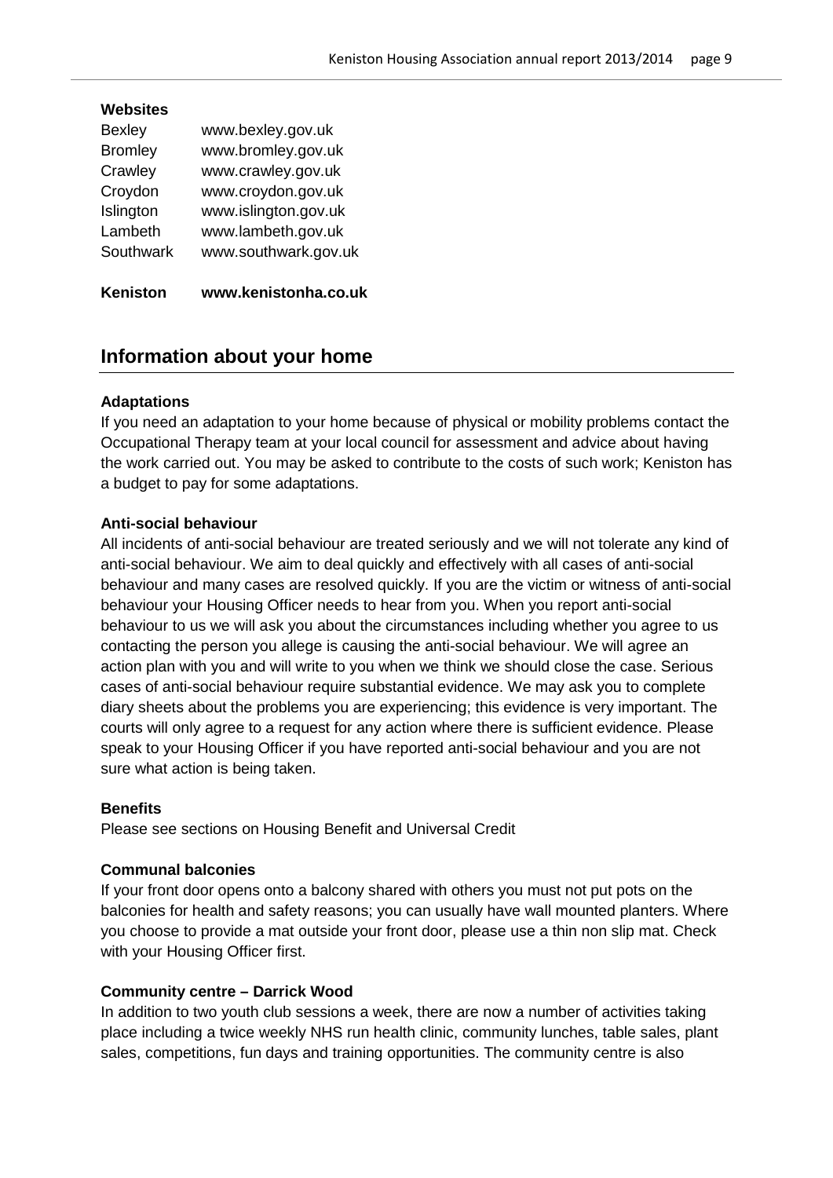**Websites**

| | |
|---|---|
| Bexley | www.bexley.gov.uk |
| Bromley | www.bromley.gov.uk |
| Crawley | www.crawley.gov.uk |
| Croydon | www.croydon.gov.uk |
| Islington | www.islington.gov.uk |
| Lambeth | www.lambeth.gov.uk |
| Southwark | www.southwark.gov.uk |
| **Keniston** | **www.kenistonha.co.uk** |

## Information about your home

**Adaptations**

If you need an adaptation to your home because of physical or mobility problems contact the Occupational Therapy team at your local council for assessment and advice about having the work carried out. You may be asked to contribute to the costs of such work; Keniston has a budget to pay for some adaptations.

**Anti-social behaviour**

All incidents of anti-social behaviour are treated seriously and we will not tolerate any kind of anti-social behaviour. We aim to deal quickly and effectively with all cases of anti-social behaviour and many cases are resolved quickly. If you are the victim or witness of anti-social behaviour your Housing Officer needs to hear from you. When you report anti-social behaviour to us we will ask you about the circumstances including whether you agree to us contacting the person you allege is causing the anti-social behaviour. We will agree an action plan with you and will write to you when we think we should close the case. Serious cases of anti-social behaviour require substantial evidence. We may ask you to complete diary sheets about the problems you are experiencing; this evidence is very important. The courts will only agree to a request for any action where there is sufficient evidence. Please speak to your Housing Officer if you have reported anti-social behaviour and you are not sure what action is being taken.

**Benefits**

Please see sections on Housing Benefit and Universal Credit

**Communal balconies**

If your front door opens onto a balcony shared with others you must not put pots on the balconies for health and safety reasons; you can usually have wall mounted planters. Where you choose to provide a mat outside your front door, please use a thin non slip mat. Check with your Housing Officer first.

**Community centre – Darrick Wood**

In addition to two youth club sessions a week, there are now a number of activities taking place including a twice weekly NHS run health clinic, community lunches, table sales, plant sales, competitions, fun days and training opportunities. The community centre is also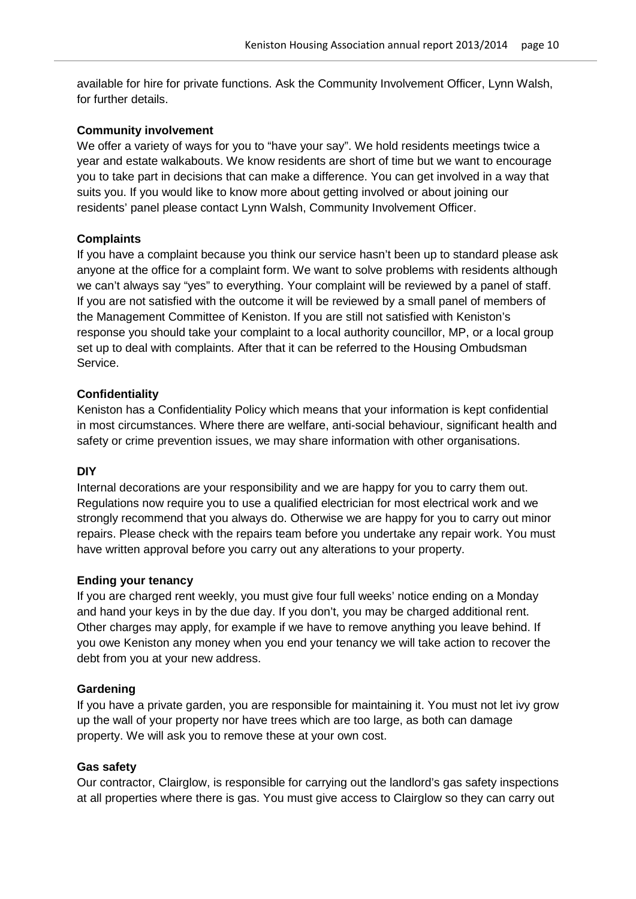available for hire for private functions. Ask the Community Involvement Officer, Lynn Walsh, for further details.

**Community involvement**

We offer a variety of ways for you to "have your say". We hold residents meetings twice a year and estate walkabouts. We know residents are short of time but we want to encourage you to take part in decisions that can make a difference. You can get involved in a way that suits you. If you would like to know more about getting involved or about joining our residents' panel please contact Lynn Walsh, Community Involvement Officer.

**Complaints**

If you have a complaint because you think our service hasn't been up to standard please ask anyone at the office for a complaint form. We want to solve problems with residents although we can't always say "yes" to everything. Your complaint will be reviewed by a panel of staff. If you are not satisfied with the outcome it will be reviewed by a small panel of members of the Management Committee of Keniston. If you are still not satisfied with Keniston's response you should take your complaint to a local authority councillor, MP, or a local group set up to deal with complaints. After that it can be referred to the Housing Ombudsman Service.

**Confidentiality**

Keniston has a Confidentiality Policy which means that your information is kept confidential in most circumstances. Where there are welfare, anti-social behaviour, significant health and safety or crime prevention issues, we may share information with other organisations.

**DIY**

Internal decorations are your responsibility and we are happy for you to carry them out. Regulations now require you to use a qualified electrician for most electrical work and we strongly recommend that you always do. Otherwise we are happy for you to carry out minor repairs. Please check with the repairs team before you undertake any repair work. You must have written approval before you carry out any alterations to your property.

**Ending your tenancy**

If you are charged rent weekly, you must give four full weeks' notice ending on a Monday and hand your keys in by the due day. If you don't, you may be charged additional rent. Other charges may apply, for example if we have to remove anything you leave behind. If you owe Keniston any money when you end your tenancy we will take action to recover the debt from you at your new address.

**Gardening**

If you have a private garden, you are responsible for maintaining it. You must not let ivy grow up the wall of your property nor have trees which are too large, as both can damage property. We will ask you to remove these at your own cost.

**Gas safety**

Our contractor, Clairglow, is responsible for carrying out the landlord's gas safety inspections at all properties where there is gas. You must give access to Clairglow so they can carry out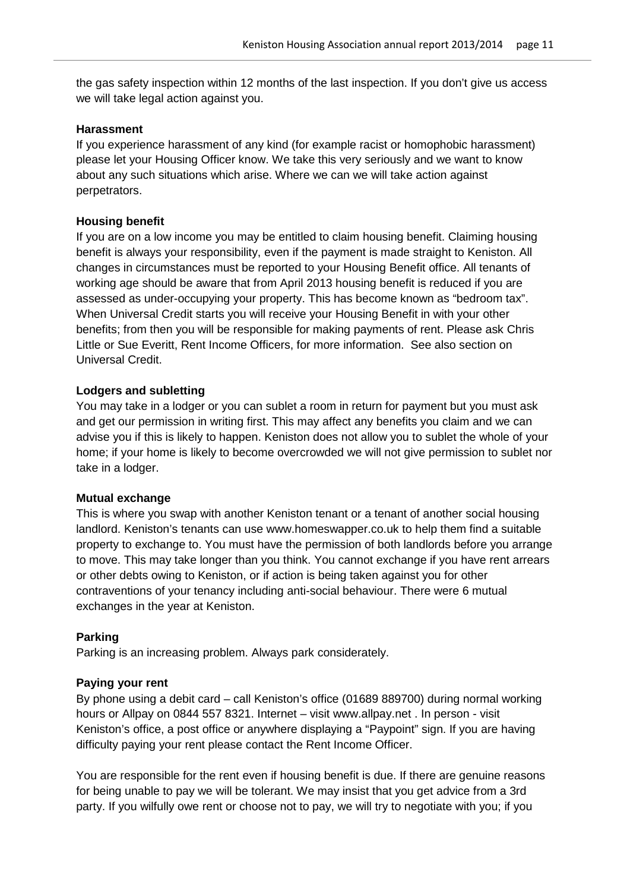the gas safety inspection within 12 months of the last inspection. If you don't give us access we will take legal action against you.

**Harassment**

If you experience harassment of any kind (for example racist or homophobic harassment) please let your Housing Officer know. We take this very seriously and we want to know about any such situations which arise. Where we can we will take action against perpetrators.

**Housing benefit**

If you are on a low income you may be entitled to claim housing benefit. Claiming housing benefit is always your responsibility, even if the payment is made straight to Keniston. All changes in circumstances must be reported to your Housing Benefit office. All tenants of working age should be aware that from April 2013 housing benefit is reduced if you are assessed as under-occupying your property. This has become known as "bedroom tax". When Universal Credit starts you will receive your Housing Benefit in with your other benefits; from then you will be responsible for making payments of rent. Please ask Chris Little or Sue Everitt, Rent Income Officers, for more information. See also section on Universal Credit.

**Lodgers and subletting**

You may take in a lodger or you can sublet a room in return for payment but you must ask and get our permission in writing first. This may affect any benefits you claim and we can advise you if this is likely to happen. Keniston does not allow you to sublet the whole of your home; if your home is likely to become overcrowded we will not give permission to sublet nor take in a lodger.

**Mutual exchange**

This is where you swap with another Keniston tenant or a tenant of another social housing landlord. Keniston's tenants can use www.homeswapper.co.uk to help them find a suitable property to exchange to. You must have the permission of both landlords before you arrange to move. This may take longer than you think. You cannot exchange if you have rent arrears or other debts owing to Keniston, or if action is being taken against you for other contraventions of your tenancy including anti-social behaviour. There were 6 mutual exchanges in the year at Keniston.

**Parking**

Parking is an increasing problem. Always park considerately.

**Paying your rent**

By phone using a debit card – call Keniston's office (01689 889700) during normal working hours or Allpay on 0844 557 8321. Internet – visit www.allpay.net . In person - visit Keniston's office, a post office or anywhere displaying a "Paypoint" sign. If you are having difficulty paying your rent please contact the Rent Income Officer.

You are responsible for the rent even if housing benefit is due. If there are genuine reasons for being unable to pay we will be tolerant. We may insist that you get advice from a 3rd party. If you wilfully owe rent or choose not to pay, we will try to negotiate with you; if you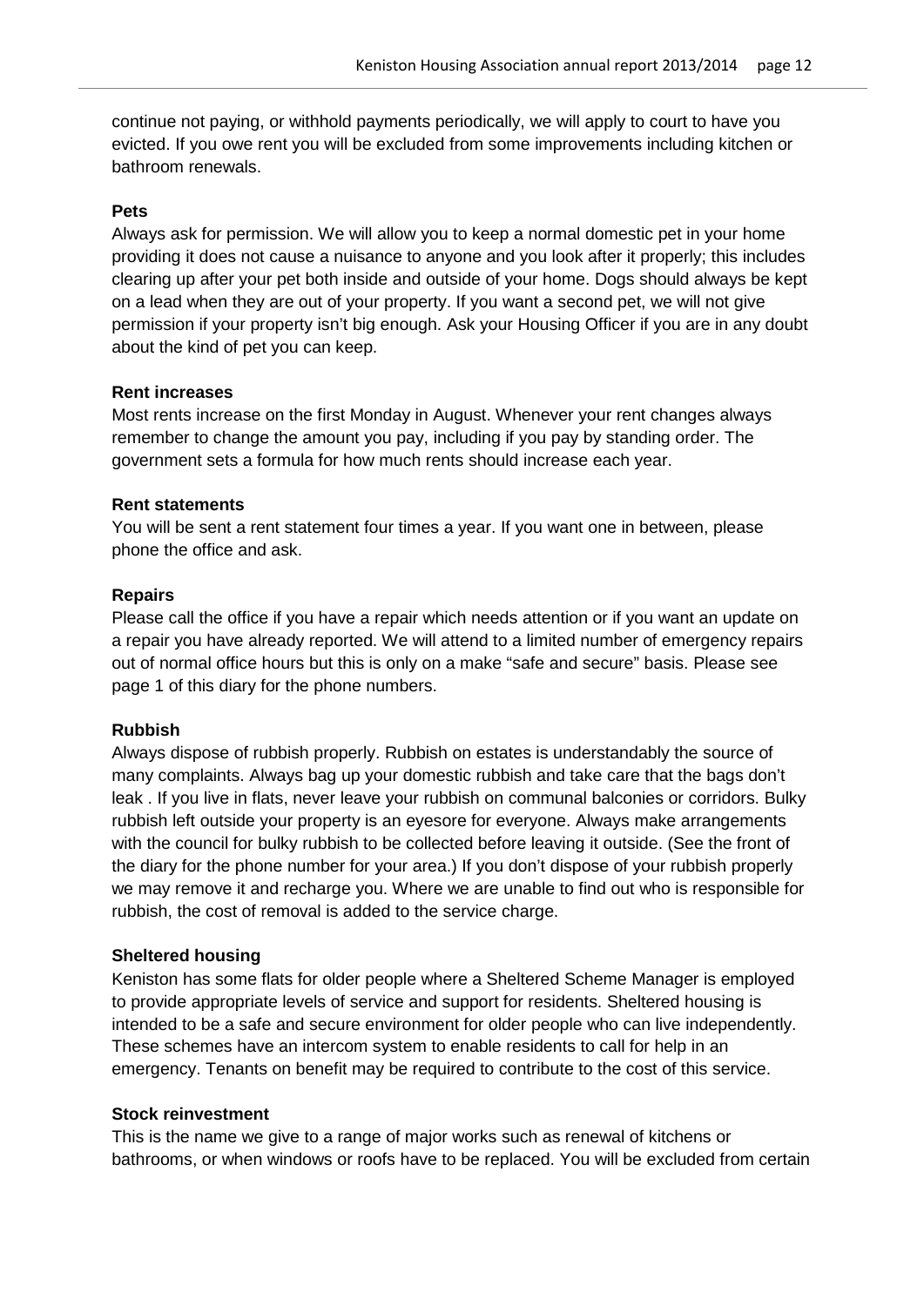continue not paying, or withhold payments periodically, we will apply to court to have you evicted. If you owe rent you will be excluded from some improvements including kitchen or bathroom renewals.

**Pets**

Always ask for permission. We will allow you to keep a normal domestic pet in your home providing it does not cause a nuisance to anyone and you look after it properly; this includes clearing up after your pet both inside and outside of your home. Dogs should always be kept on a lead when they are out of your property. If you want a second pet, we will not give permission if your property isn't big enough. Ask your Housing Officer if you are in any doubt about the kind of pet you can keep.

**Rent increases**

Most rents increase on the first Monday in August. Whenever your rent changes always remember to change the amount you pay, including if you pay by standing order. The government sets a formula for how much rents should increase each year.

**Rent statements**

You will be sent a rent statement four times a year. If you want one in between, please phone the office and ask.

**Repairs**

Please call the office if you have a repair which needs attention or if you want an update on a repair you have already reported. We will attend to a limited number of emergency repairs out of normal office hours but this is only on a make "safe and secure" basis. Please see page 1 of this diary for the phone numbers.

**Rubbish**

Always dispose of rubbish properly. Rubbish on estates is understandably the source of many complaints. Always bag up your domestic rubbish and take care that the bags don't leak . If you live in flats, never leave your rubbish on communal balconies or corridors. Bulky rubbish left outside your property is an eyesore for everyone. Always make arrangements with the council for bulky rubbish to be collected before leaving it outside. (See the front of the diary for the phone number for your area.) If you don't dispose of your rubbish properly we may remove it and recharge you. Where we are unable to find out who is responsible for rubbish, the cost of removal is added to the service charge.

**Sheltered housing**

Keniston has some flats for older people where a Sheltered Scheme Manager is employed to provide appropriate levels of service and support for residents. Sheltered housing is intended to be a safe and secure environment for older people who can live independently. These schemes have an intercom system to enable residents to call for help in an emergency. Tenants on benefit may be required to contribute to the cost of this service.

**Stock reinvestment**

This is the name we give to a range of major works such as renewal of kitchens or bathrooms, or when windows or roofs have to be replaced. You will be excluded from certain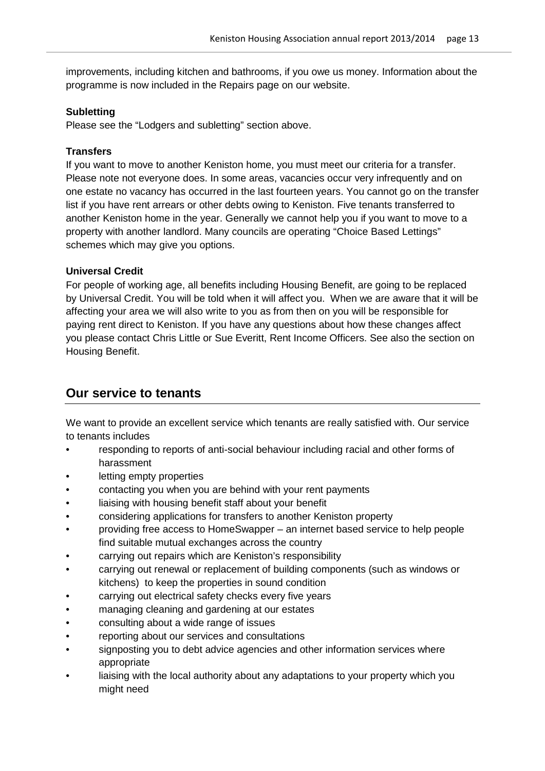improvements, including kitchen and bathrooms, if you owe us money. Information about the programme is now included in the Repairs page on our website.

**Subletting**

Please see the "Lodgers and subletting" section above.

**Transfers**

If you want to move to another Keniston home, you must meet our criteria for a transfer. Please note not everyone does. In some areas, vacancies occur very infrequently and on one estate no vacancy has occurred in the last fourteen years. You cannot go on the transfer list if you have rent arrears or other debts owing to Keniston. Five tenants transferred to another Keniston home in the year. Generally we cannot help you if you want to move to a property with another landlord. Many councils are operating "Choice Based Lettings" schemes which may give you options.

**Universal Credit**

For people of working age, all benefits including Housing Benefit, are going to be replaced by Universal Credit. You will be told when it will affect you. When we are aware that it will be affecting your area we will also write to you as from then on you will be responsible for paying rent direct to Keniston. If you have any questions about how these changes affect you please contact Chris Little or Sue Everitt, Rent Income Officers. See also the section on Housing Benefit.

## Our service to tenants

We want to provide an excellent service which tenants are really satisfied with. Our service to tenants includes

- responding to reports of anti-social behaviour including racial and other forms of harassment
- letting empty properties
- contacting you when you are behind with your rent payments
- liaising with housing benefit staff about your benefit
- considering applications for transfers to another Keniston property
- providing free access to HomeSwapper – an internet based service to help people find suitable mutual exchanges across the country
- carrying out repairs which are Keniston's responsibility
- carrying out renewal or replacement of building components (such as windows or kitchens) to keep the properties in sound condition
- carrying out electrical safety checks every five years
- managing cleaning and gardening at our estates
- consulting about a wide range of issues
- reporting about our services and consultations
- signposting you to debt advice agencies and other information services where appropriate
- liaising with the local authority about any adaptations to your property which you might need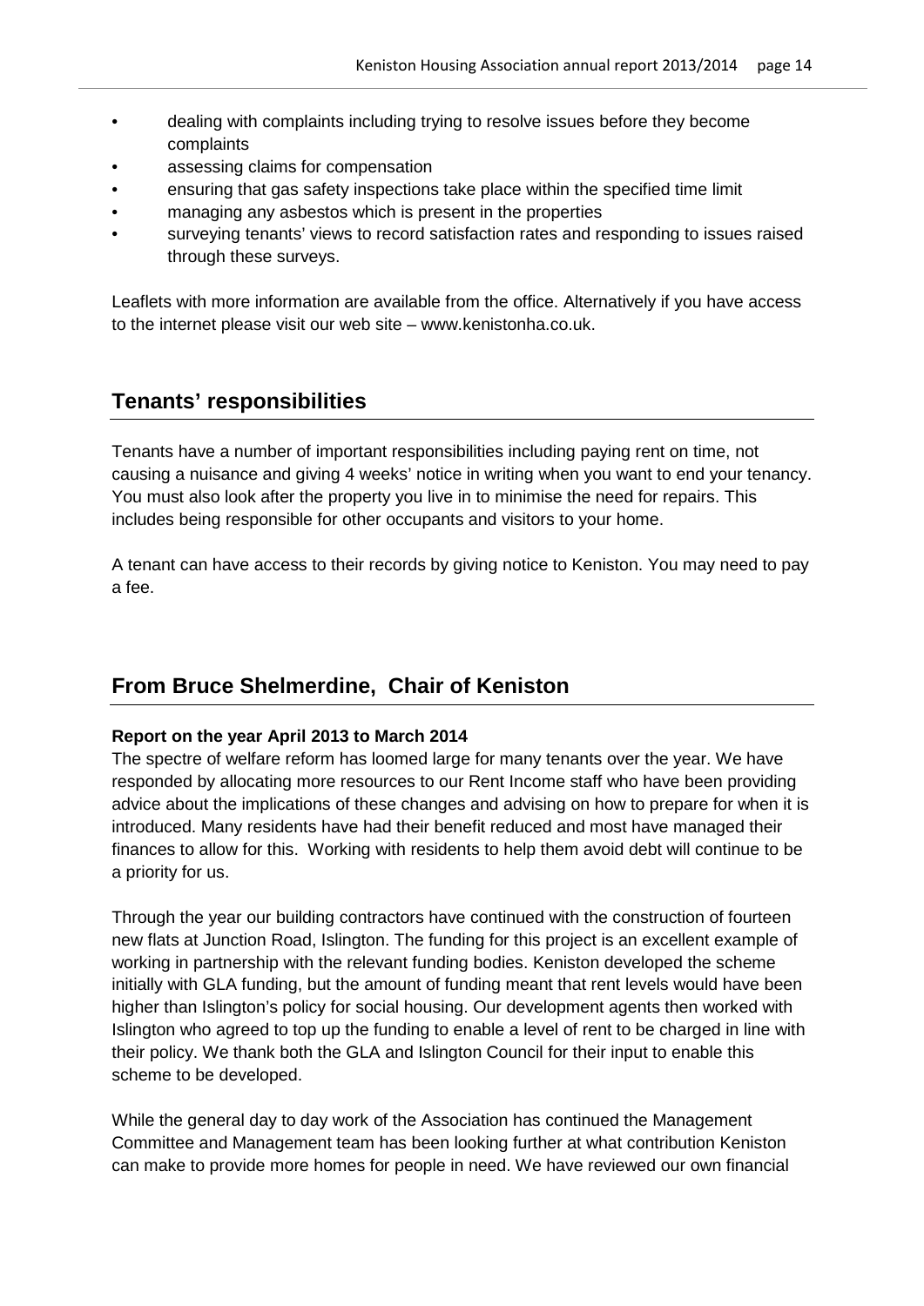- dealing with complaints including trying to resolve issues before they become complaints
- assessing claims for compensation
- ensuring that gas safety inspections take place within the specified time limit
- managing any asbestos which is present in the properties
- surveying tenants' views to record satisfaction rates and responding to issues raised through these surveys.

Leaflets with more information are available from the office. Alternatively if you have access to the internet please visit our web site – www.kenistonha.co.uk.

## Tenants' responsibilities

Tenants have a number of important responsibilities including paying rent on time, not causing a nuisance and giving 4 weeks' notice in writing when you want to end your tenancy. You must also look after the property you live in to minimise the need for repairs. This includes being responsible for other occupants and visitors to your home.

A tenant can have access to their records by giving notice to Keniston. You may need to pay a fee.

## From Bruce Shelmerdine, Chair of Keniston

**Report on the year April 2013 to March 2014**

The spectre of welfare reform has loomed large for many tenants over the year. We have responded by allocating more resources to our Rent Income staff who have been providing advice about the implications of these changes and advising on how to prepare for when it is introduced. Many residents have had their benefit reduced and most have managed their finances to allow for this. Working with residents to help them avoid debt will continue to be a priority for us.

Through the year our building contractors have continued with the construction of fourteen new flats at Junction Road, Islington. The funding for this project is an excellent example of working in partnership with the relevant funding bodies. Keniston developed the scheme initially with GLA funding, but the amount of funding meant that rent levels would have been higher than Islington's policy for social housing. Our development agents then worked with Islington who agreed to top up the funding to enable a level of rent to be charged in line with their policy. We thank both the GLA and Islington Council for their input to enable this scheme to be developed.

While the general day to day work of the Association has continued the Management Committee and Management team has been looking further at what contribution Keniston can make to provide more homes for people in need. We have reviewed our own financial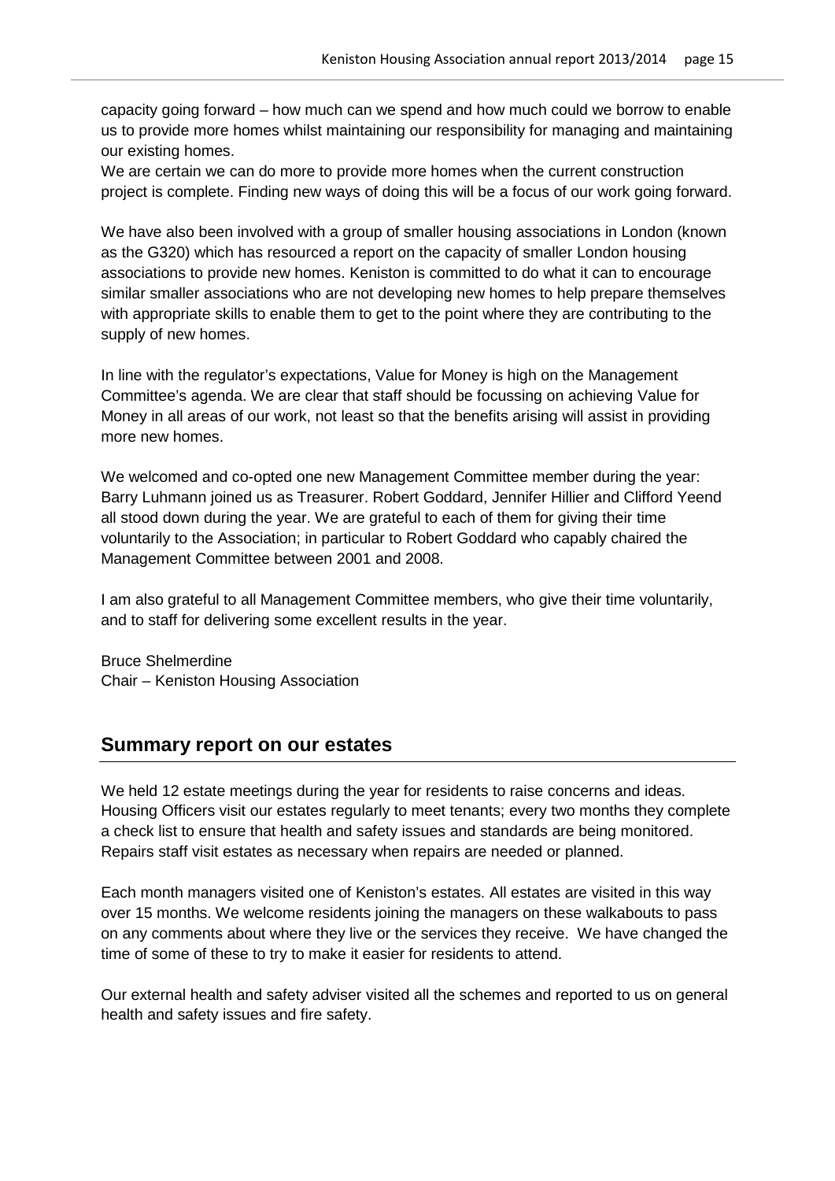capacity going forward – how much can we spend and how much could we borrow to enable us to provide more homes whilst maintaining our responsibility for managing and maintaining our existing homes.
We are certain we can do more to provide more homes when the current construction project is complete. Finding new ways of doing this will be a focus of our work going forward.

We have also been involved with a group of smaller housing associations in London (known as the G320) which has resourced a report on the capacity of smaller London housing associations to provide new homes. Keniston is committed to do what it can to encourage similar smaller associations who are not developing new homes to help prepare themselves with appropriate skills to enable them to get to the point where they are contributing to the supply of new homes.

In line with the regulator's expectations, Value for Money is high on the Management Committee's agenda. We are clear that staff should be focussing on achieving Value for Money in all areas of our work, not least so that the benefits arising will assist in providing more new homes.

We welcomed and co-opted one new Management Committee member during the year: Barry Luhmann joined us as Treasurer. Robert Goddard, Jennifer Hillier and Clifford Yeend all stood down during the year. We are grateful to each of them for giving their time voluntarily to the Association; in particular to Robert Goddard who capably chaired the Management Committee between 2001 and 2008.

I am also grateful to all Management Committee members, who give their time voluntarily, and to staff for delivering some excellent results in the year.

Bruce Shelmerdine
Chair – Keniston Housing Association

## Summary report on our estates

We held 12 estate meetings during the year for residents to raise concerns and ideas. Housing Officers visit our estates regularly to meet tenants; every two months they complete a check list to ensure that health and safety issues and standards are being monitored. Repairs staff visit estates as necessary when repairs are needed or planned.

Each month managers visited one of Keniston's estates. All estates are visited in this way over 15 months. We welcome residents joining the managers on these walkabouts to pass on any comments about where they live or the services they receive. We have changed the time of some of these to try to make it easier for residents to attend.

Our external health and safety adviser visited all the schemes and reported to us on general health and safety issues and fire safety.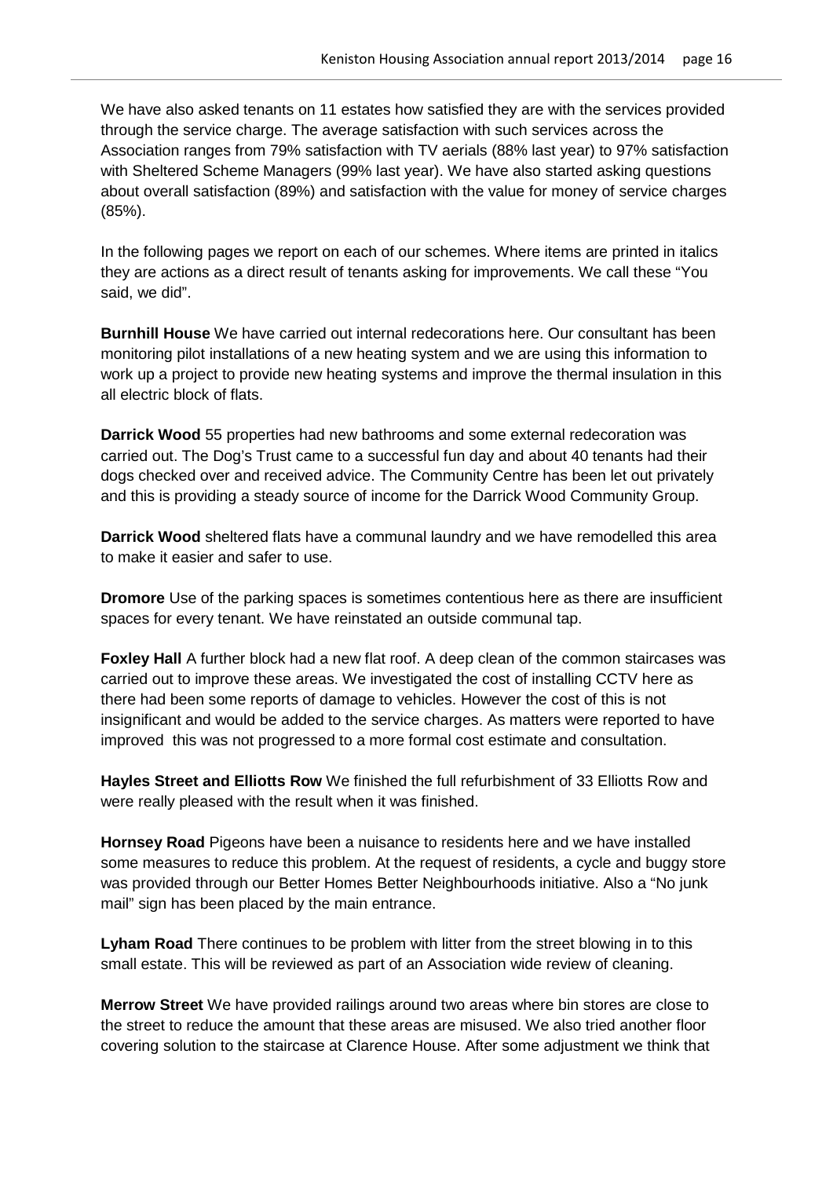We have also asked tenants on 11 estates how satisfied they are with the services provided through the service charge. The average satisfaction with such services across the Association ranges from 79% satisfaction with TV aerials (88% last year) to 97% satisfaction with Sheltered Scheme Managers (99% last year). We have also started asking questions about overall satisfaction (89%) and satisfaction with the value for money of service charges (85%).

In the following pages we report on each of our schemes. Where items are printed in italics they are actions as a direct result of tenants asking for improvements. We call these "You said, we did".

**Burnhill House** We have carried out internal redecorations here. Our consultant has been monitoring pilot installations of a new heating system and we are using this information to work up a project to provide new heating systems and improve the thermal insulation in this all electric block of flats.

**Darrick Wood** 55 properties had new bathrooms and some external redecoration was carried out. The Dog's Trust came to a successful fun day and about 40 tenants had their dogs checked over and received advice. The Community Centre has been let out privately and this is providing a steady source of income for the Darrick Wood Community Group.

**Darrick Wood** sheltered flats have a communal laundry and we have remodelled this area to make it easier and safer to use.

**Dromore** Use of the parking spaces is sometimes contentious here as there are insufficient spaces for every tenant. We have reinstated an outside communal tap.

**Foxley Hall** A further block had a new flat roof. A deep clean of the common staircases was carried out to improve these areas. We investigated the cost of installing CCTV here as there had been some reports of damage to vehicles. However the cost of this is not insignificant and would be added to the service charges. As matters were reported to have improved this was not progressed to a more formal cost estimate and consultation.

**Hayles Street and Elliotts Row** We finished the full refurbishment of 33 Elliotts Row and were really pleased with the result when it was finished.

**Hornsey Road** Pigeons have been a nuisance to residents here and we have installed some measures to reduce this problem. At the request of residents, a cycle and buggy store was provided through our Better Homes Better Neighbourhoods initiative. Also a "No junk mail" sign has been placed by the main entrance.

**Lyham Road** There continues to be problem with litter from the street blowing in to this small estate. This will be reviewed as part of an Association wide review of cleaning.

**Merrow Street** We have provided railings around two areas where bin stores are close to the street to reduce the amount that these areas are misused. We also tried another floor covering solution to the staircase at Clarence House. After some adjustment we think that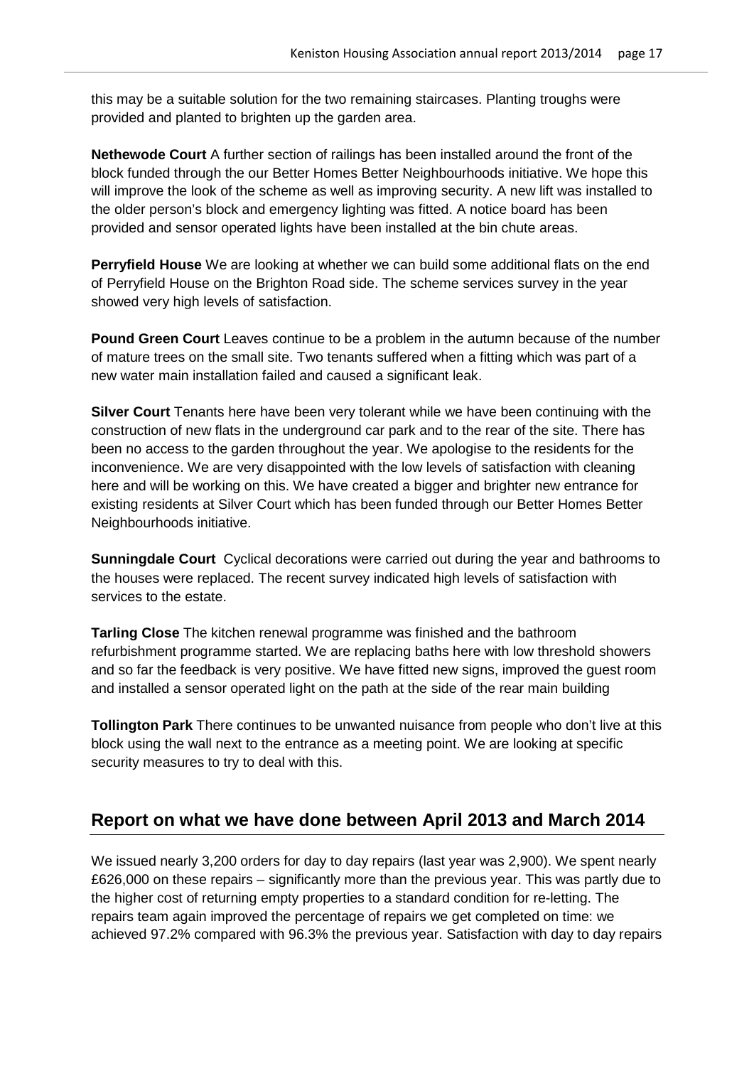this may be a suitable solution for the two remaining staircases. Planting troughs were provided and planted to brighten up the garden area.

**Nethewode Court** A further section of railings has been installed around the front of the block funded through the our Better Homes Better Neighbourhoods initiative. We hope this will improve the look of the scheme as well as improving security. A new lift was installed to the older person's block and emergency lighting was fitted. A notice board has been provided and sensor operated lights have been installed at the bin chute areas.

**Perryfield House** We are looking at whether we can build some additional flats on the end of Perryfield House on the Brighton Road side. The scheme services survey in the year showed very high levels of satisfaction.

**Pound Green Court** Leaves continue to be a problem in the autumn because of the number of mature trees on the small site. Two tenants suffered when a fitting which was part of a new water main installation failed and caused a significant leak.

**Silver Court** Tenants here have been very tolerant while we have been continuing with the construction of new flats in the underground car park and to the rear of the site. There has been no access to the garden throughout the year. We apologise to the residents for the inconvenience. We are very disappointed with the low levels of satisfaction with cleaning here and will be working on this. We have created a bigger and brighter new entrance for existing residents at Silver Court which has been funded through our Better Homes Better Neighbourhoods initiative.

**Sunningdale Court** Cyclical decorations were carried out during the year and bathrooms to the houses were replaced. The recent survey indicated high levels of satisfaction with services to the estate.

**Tarling Close** The kitchen renewal programme was finished and the bathroom refurbishment programme started. We are replacing baths here with low threshold showers and so far the feedback is very positive. We have fitted new signs, improved the guest room and installed a sensor operated light on the path at the side of the rear main building

**Tollington Park** There continues to be unwanted nuisance from people who don't live at this block using the wall next to the entrance as a meeting point. We are looking at specific security measures to try to deal with this.

## Report on what we have done between April 2013 and March 2014

We issued nearly 3,200 orders for day to day repairs (last year was 2,900). We spent nearly £626,000 on these repairs – significantly more than the previous year. This was partly due to the higher cost of returning empty properties to a standard condition for re-letting. The repairs team again improved the percentage of repairs we get completed on time: we achieved 97.2% compared with 96.3% the previous year. Satisfaction with day to day repairs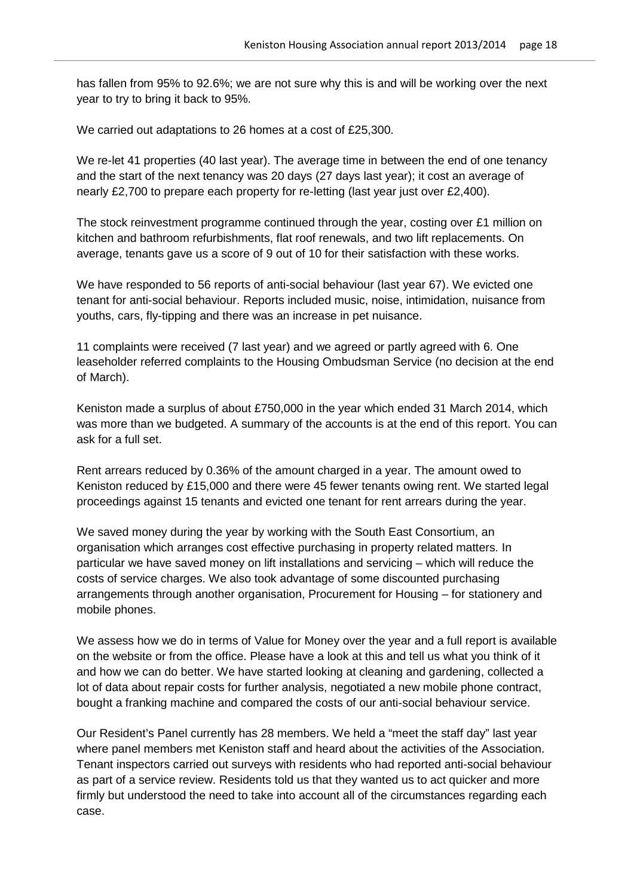has fallen from 95% to 92.6%; we are not sure why this is and will be working over the next year to try to bring it back to 95%.

We carried out adaptations to 26 homes at a cost of £25,300.

We re-let 41 properties (40 last year). The average time in between the end of one tenancy and the start of the next tenancy was 20 days (27 days last year); it cost an average of nearly £2,700 to prepare each property for re-letting (last year just over £2,400).

The stock reinvestment programme continued through the year, costing over £1 million on kitchen and bathroom refurbishments, flat roof renewals, and two lift replacements. On average, tenants gave us a score of 9 out of 10 for their satisfaction with these works.

We have responded to 56 reports of anti-social behaviour (last year 67). We evicted one tenant for anti-social behaviour. Reports included music, noise, intimidation, nuisance from youths, cars, fly-tipping and there was an increase in pet nuisance.

11 complaints were received (7 last year) and we agreed or partly agreed with 6. One leaseholder referred complaints to the Housing Ombudsman Service (no decision at the end of March).

Keniston made a surplus of about £750,000 in the year which ended 31 March 2014, which was more than we budgeted. A summary of the accounts is at the end of this report. You can ask for a full set.

Rent arrears reduced by 0.36% of the amount charged in a year. The amount owed to Keniston reduced by £15,000 and there were 45 fewer tenants owing rent. We started legal proceedings against 15 tenants and evicted one tenant for rent arrears during the year.

We saved money during the year by working with the South East Consortium, an organisation which arranges cost effective purchasing in property related matters. In particular we have saved money on lift installations and servicing – which will reduce the costs of service charges. We also took advantage of some discounted purchasing arrangements through another organisation, Procurement for Housing – for stationery and mobile phones.

We assess how we do in terms of Value for Money over the year and a full report is available on the website or from the office. Please have a look at this and tell us what you think of it and how we can do better. We have started looking at cleaning and gardening, collected a lot of data about repair costs for further analysis, negotiated a new mobile phone contract, bought a franking machine and compared the costs of our anti-social behaviour service.

Our Resident's Panel currently has 28 members. We held a "meet the staff day" last year where panel members met Keniston staff and heard about the activities of the Association. Tenant inspectors carried out surveys with residents who had reported anti-social behaviour as part of a service review. Residents told us that they wanted us to act quicker and more firmly but understood the need to take into account all of the circumstances regarding each case.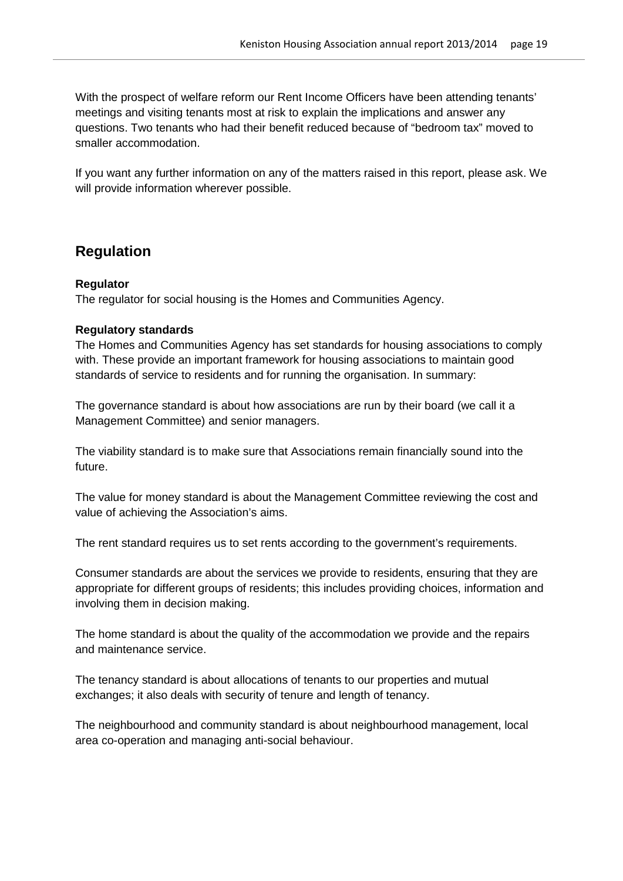With the prospect of welfare reform our Rent Income Officers have been attending tenants' meetings and visiting tenants most at risk to explain the implications and answer any questions. Two tenants who had their benefit reduced because of "bedroom tax" moved to smaller accommodation.

If you want any further information on any of the matters raised in this report, please ask. We will provide information wherever possible.

## Regulation

**Regulator**

The regulator for social housing is the Homes and Communities Agency.

**Regulatory standards**

The Homes and Communities Agency has set standards for housing associations to comply with. These provide an important framework for housing associations to maintain good standards of service to residents and for running the organisation. In summary:

The governance standard is about how associations are run by their board (we call it a Management Committee) and senior managers.

The viability standard is to make sure that Associations remain financially sound into the future.

The value for money standard is about the Management Committee reviewing the cost and value of achieving the Association's aims.

The rent standard requires us to set rents according to the government's requirements.

Consumer standards are about the services we provide to residents, ensuring that they are appropriate for different groups of residents; this includes providing choices, information and involving them in decision making.

The home standard is about the quality of the accommodation we provide and the repairs and maintenance service.

The tenancy standard is about allocations of tenants to our properties and mutual exchanges; it also deals with security of tenure and length of tenancy.

The neighbourhood and community standard is about neighbourhood management, local area co-operation and managing anti-social behaviour.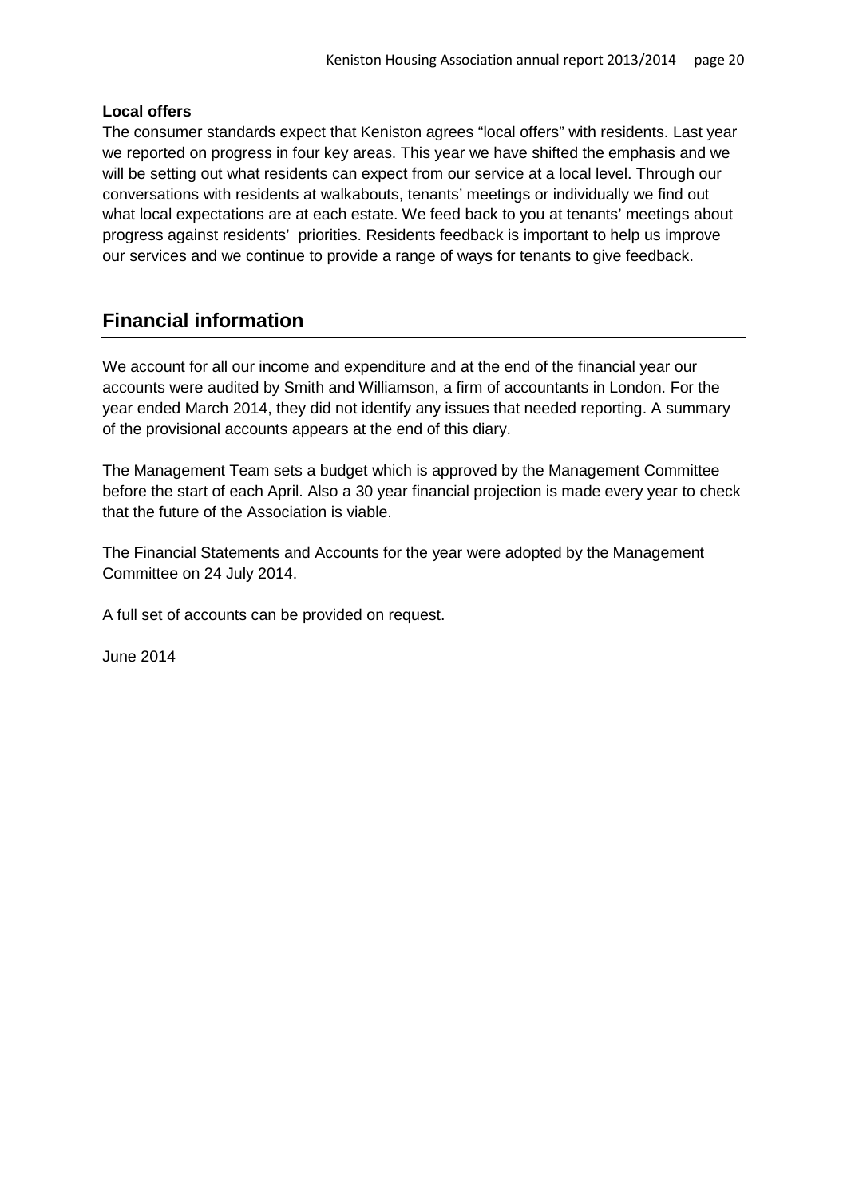**Local offers**

The consumer standards expect that Keniston agrees "local offers" with residents. Last year we reported on progress in four key areas. This year we have shifted the emphasis and we will be setting out what residents can expect from our service at a local level. Through our conversations with residents at walkabouts, tenants' meetings or individually we find out what local expectations are at each estate. We feed back to you at tenants' meetings about progress against residents' priorities. Residents feedback is important to help us improve our services and we continue to provide a range of ways for tenants to give feedback.

## Financial information

We account for all our income and expenditure and at the end of the financial year our accounts were audited by Smith and Williamson, a firm of accountants in London. For the year ended March 2014, they did not identify any issues that needed reporting. A summary of the provisional accounts appears at the end of this diary.

The Management Team sets a budget which is approved by the Management Committee before the start of each April. Also a 30 year financial projection is made every year to check that the future of the Association is viable.

The Financial Statements and Accounts for the year were adopted by the Management Committee on 24 July 2014.

A full set of accounts can be provided on request.

June 2014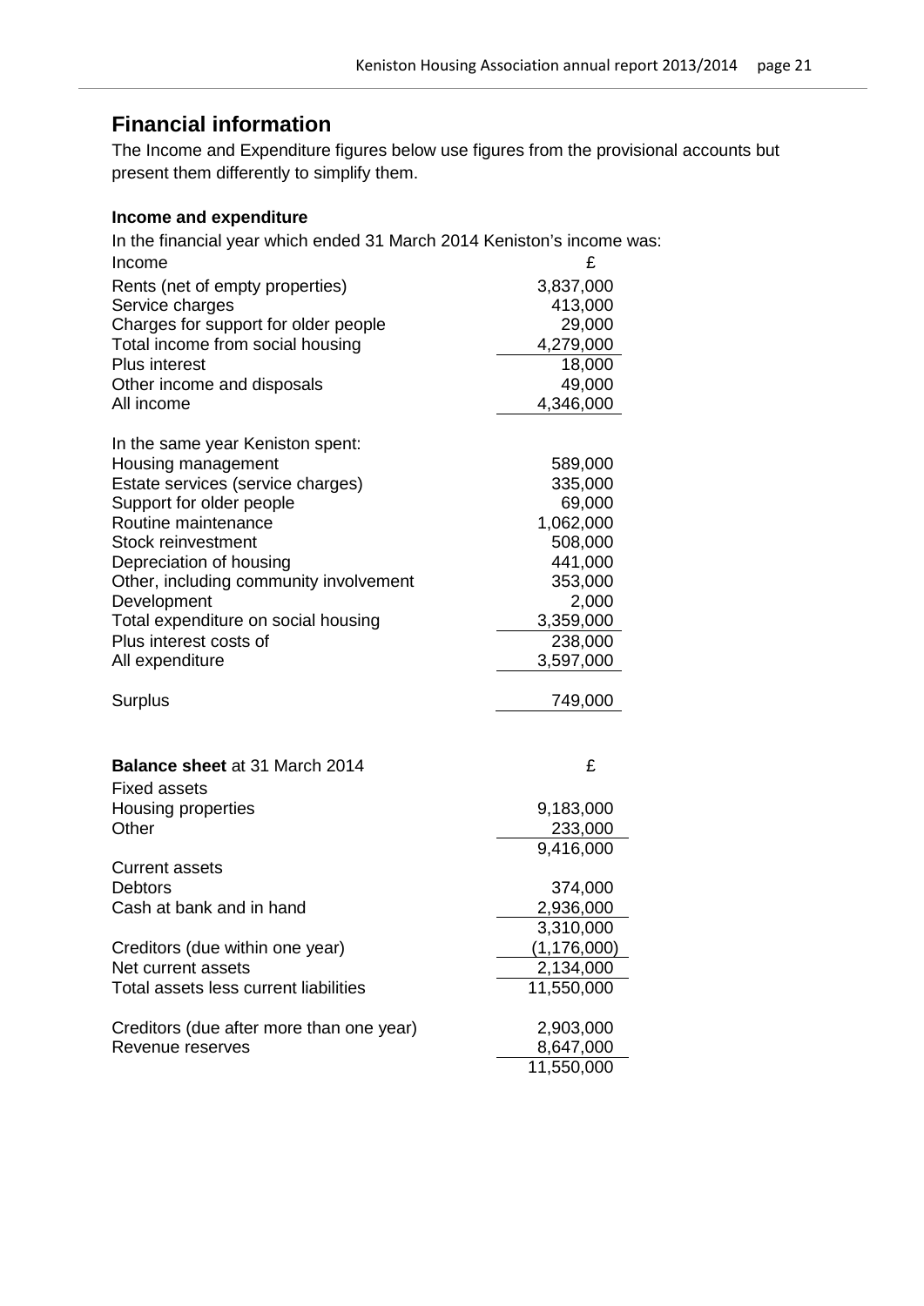## Financial information

The Income and Expenditure figures below use figures from the provisional accounts but present them differently to simplify them.

### Income and expenditure

In the financial year which ended 31 March 2014 Keniston's income was:

| Income | £ |
|---|---|
| Rents (net of empty properties) | 3,837,000 |
| Service charges | 413,000 |
| Charges for support for older people | 29,000 |
| Total income from social housing | 4,279,000 |
| Plus interest | 18,000 |
| Other income and disposals | 49,000 |
| All income | 4,346,000 |

| In the same year Keniston spent: | |
|---|---|
| Housing management | 589,000 |
| Estate services (service charges) | 335,000 |
| Support for older people | 69,000 |
| Routine maintenance | 1,062,000 |
| Stock reinvestment | 508,000 |
| Depreciation of housing | 441,000 |
| Other, including community involvement | 353,000 |
| Development | 2,000 |
| Total expenditure on social housing | 3,359,000 |
| Plus interest costs of | 238,000 |
| All expenditure | 3,597,000 |
| | |
| Surplus | 749,000 |

| **Balance sheet** at 31 March 2014 | £ |
|---|---|
| Fixed assets | |
| Housing properties | 9,183,000 |
| Other | 233,000 |
| | 9,416,000 |
| Current assets | |
| Debtors | 374,000 |
| Cash at bank and in hand | 2,936,000 |
| | 3,310,000 |
| Creditors (due within one year) | (1,176,000) |
| Net current assets | 2,134,000 |
| Total assets less current liabilities | 11,550,000 |
| | |
| Creditors (due after more than one year) | 2,903,000 |
| Revenue reserves | 8,647,000 |
| | 11,550,000 |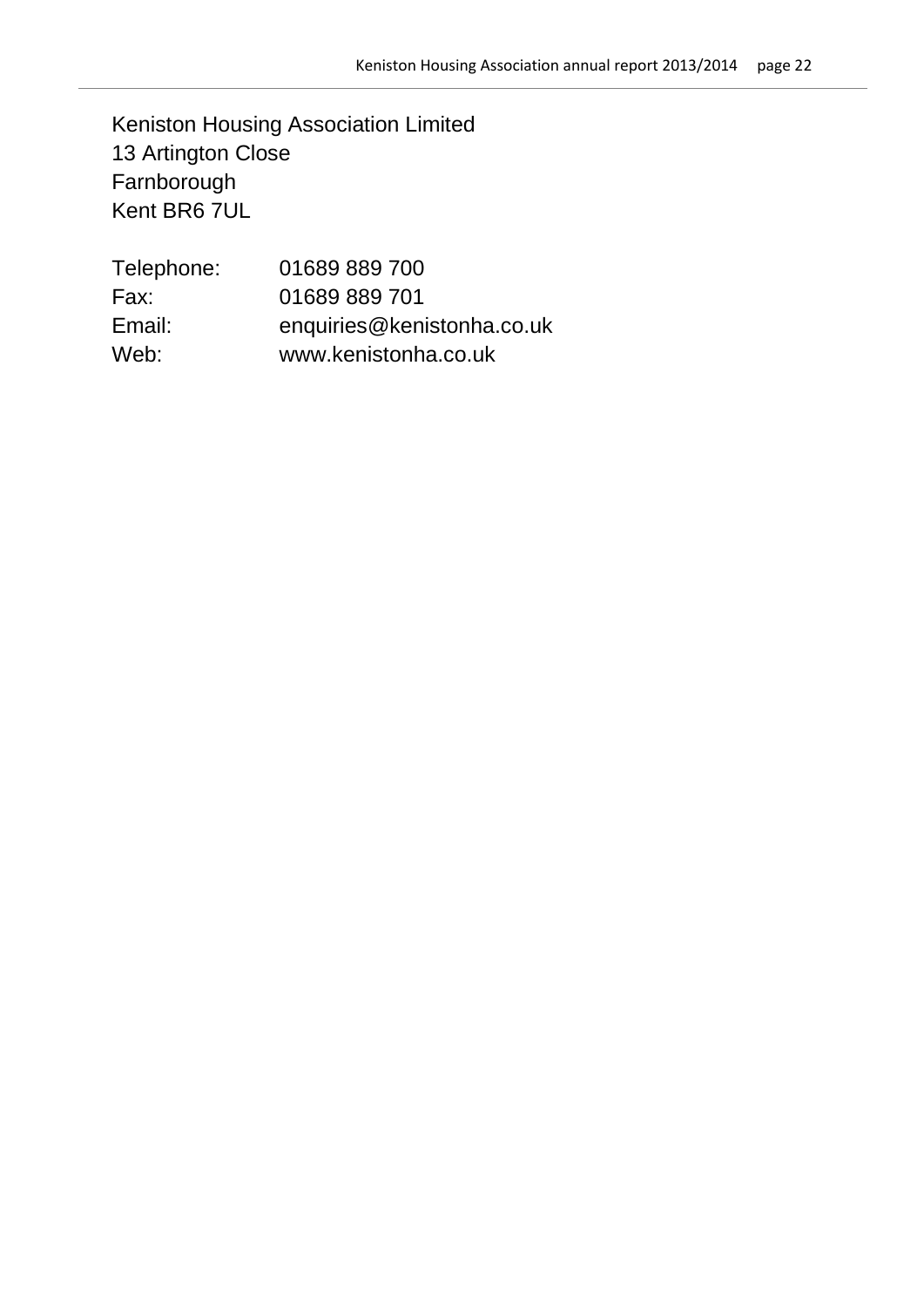Keniston Housing Association Limited
13 Artington Close
Farnborough
Kent BR6 7UL

| | |
|---|---|
| Telephone: | 01689 889 700 |
| Fax: | 01689 889 701 |
| Email: | enquiries@kenistonha.co.uk |
| Web: | www.kenistonha.co.uk |